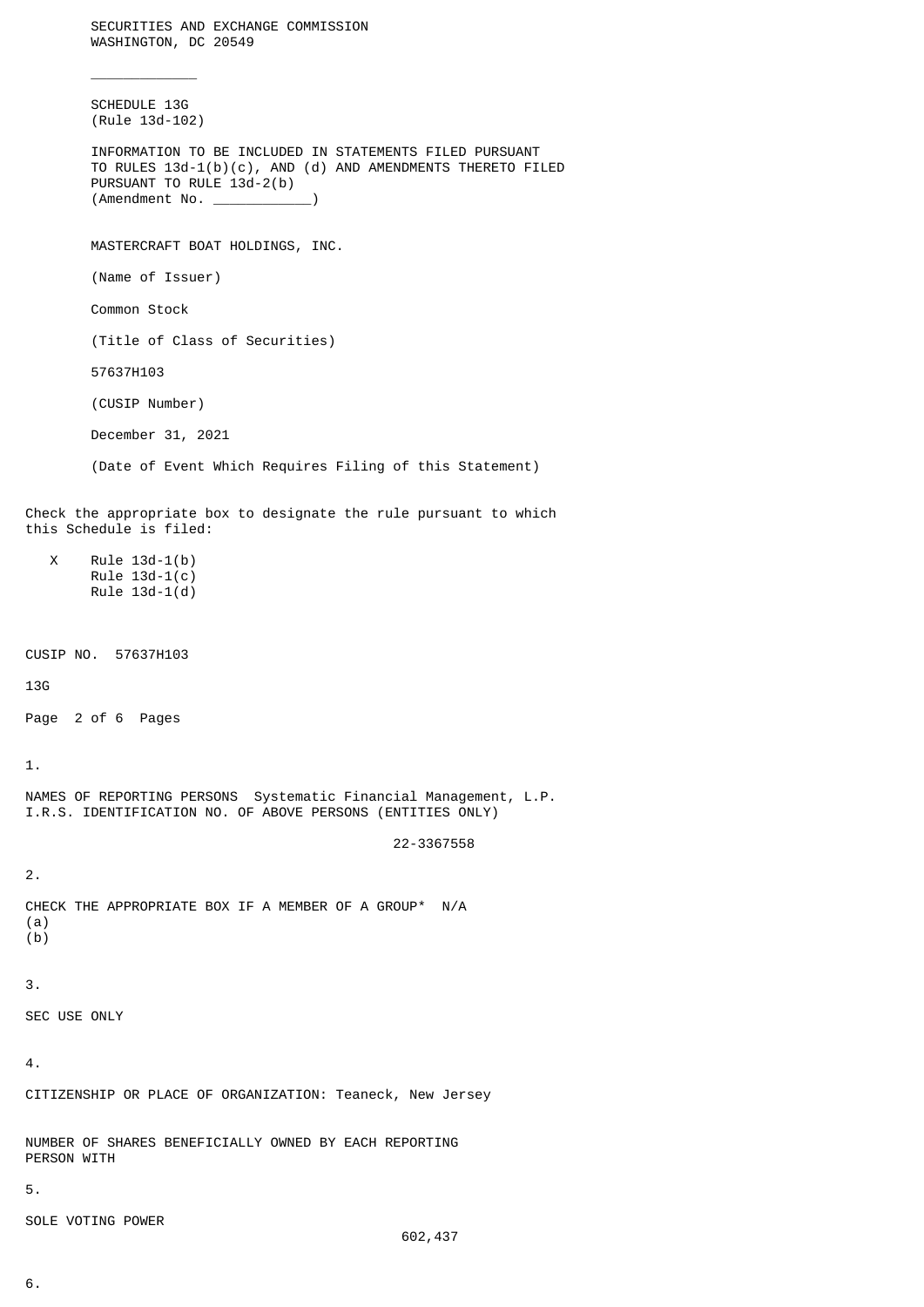SECURITIES AND EXCHANGE COMMISSION
WASHINGTON, DC 20549

_____________

SCHEDULE 13G
(Rule 13d-102)

INFORMATION TO BE INCLUDED IN STATEMENTS FILED PURSUANT TO RULES 13d-1(b)(c), AND (d) AND AMENDMENTS THERETO FILED PURSUANT TO RULE 13d-2(b)
(Amendment No. ____________)

MASTERCRAFT BOAT HOLDINGS, INC.

(Name of Issuer)

Common Stock

(Title of Class of Securities)

57637H103

(CUSIP Number)

December 31, 2021

(Date of Event Which Requires Filing of this Statement)

Check the appropriate box to designate the rule pursuant to which this Schedule is filed:

X Rule 13d-1(b)
Rule 13d-1(c)
Rule 13d-1(d)

CUSIP NO. 57637H103

13G

1.

NAMES OF REPORTING PERSONS Systematic Financial Management, L.P.
I.R.S. IDENTIFICATION NO. OF ABOVE PERSONS (ENTITIES ONLY)

22-3367558

2.

CHECK THE APPROPRIATE BOX IF A MEMBER OF A GROUP* N/A
(a)
(b)

3.

SEC USE ONLY

4.

CITIZENSHIP OR PLACE OF ORGANIZATION: Teaneck, New Jersey

NUMBER OF SHARES BENEFICIALLY OWNED BY EACH REPORTING PERSON WITH

5.

SOLE VOTING POWER

602,437

6.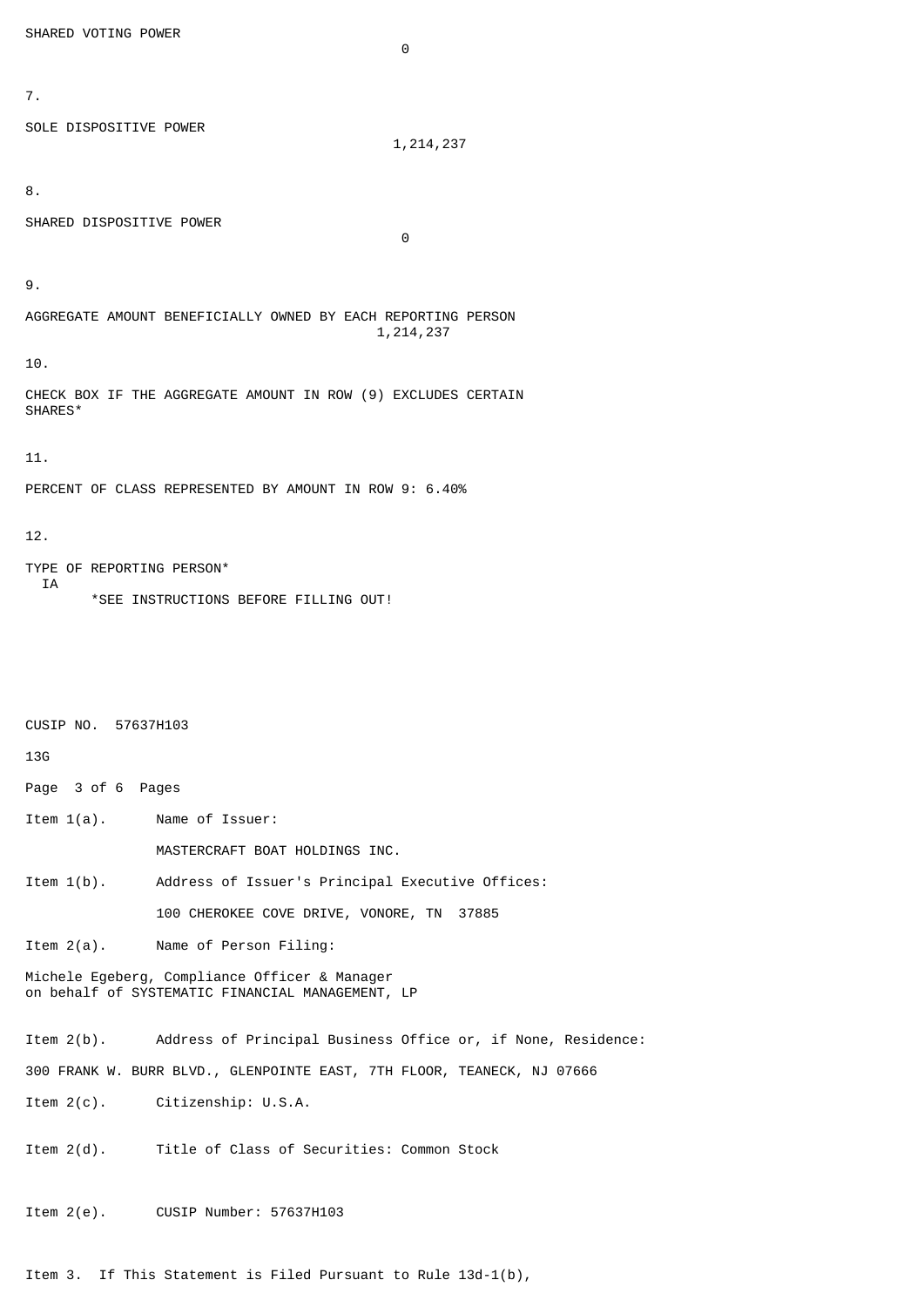SHARED VOTING POWER

0

7.

SOLE DISPOSITIVE POWER

1,214,237

8.

SHARED DISPOSITIVE POWER

0

9.

AGGREGATE AMOUNT BENEFICIALLY OWNED BY EACH REPORTING PERSON

1,214,237

10.

CHECK BOX IF THE AGGREGATE AMOUNT IN ROW (9) EXCLUDES CERTAIN SHARES*

11.

PERCENT OF CLASS REPRESENTED BY AMOUNT IN ROW 9: 6.40%

12.

TYPE OF REPORTING PERSON*

IA

*SEE INSTRUCTIONS BEFORE FILLING OUT!

CUSIP NO. 57637H103

13G

Item 1(a). Name of Issuer:

MASTERCRAFT BOAT HOLDINGS INC.

Item 1(b). Address of Issuer's Principal Executive Offices:

100 CHEROKEE COVE DRIVE, VONORE, TN 37885

Item 2(a). Name of Person Filing:

Michele Egeberg, Compliance Officer & Manager
on behalf of SYSTEMATIC FINANCIAL MANAGEMENT, LP

Item 2(b). Address of Principal Business Office or, if None, Residence:

300 FRANK W. BURR BLVD., GLENPOINTE EAST, 7TH FLOOR, TEANECK, NJ 07666

Item 2(c). Citizenship: U.S.A.

Item 2(d). Title of Class of Securities: Common Stock

Item 2(e). CUSIP Number: 57637H103

Item 3. If This Statement is Filed Pursuant to Rule 13d-1(b),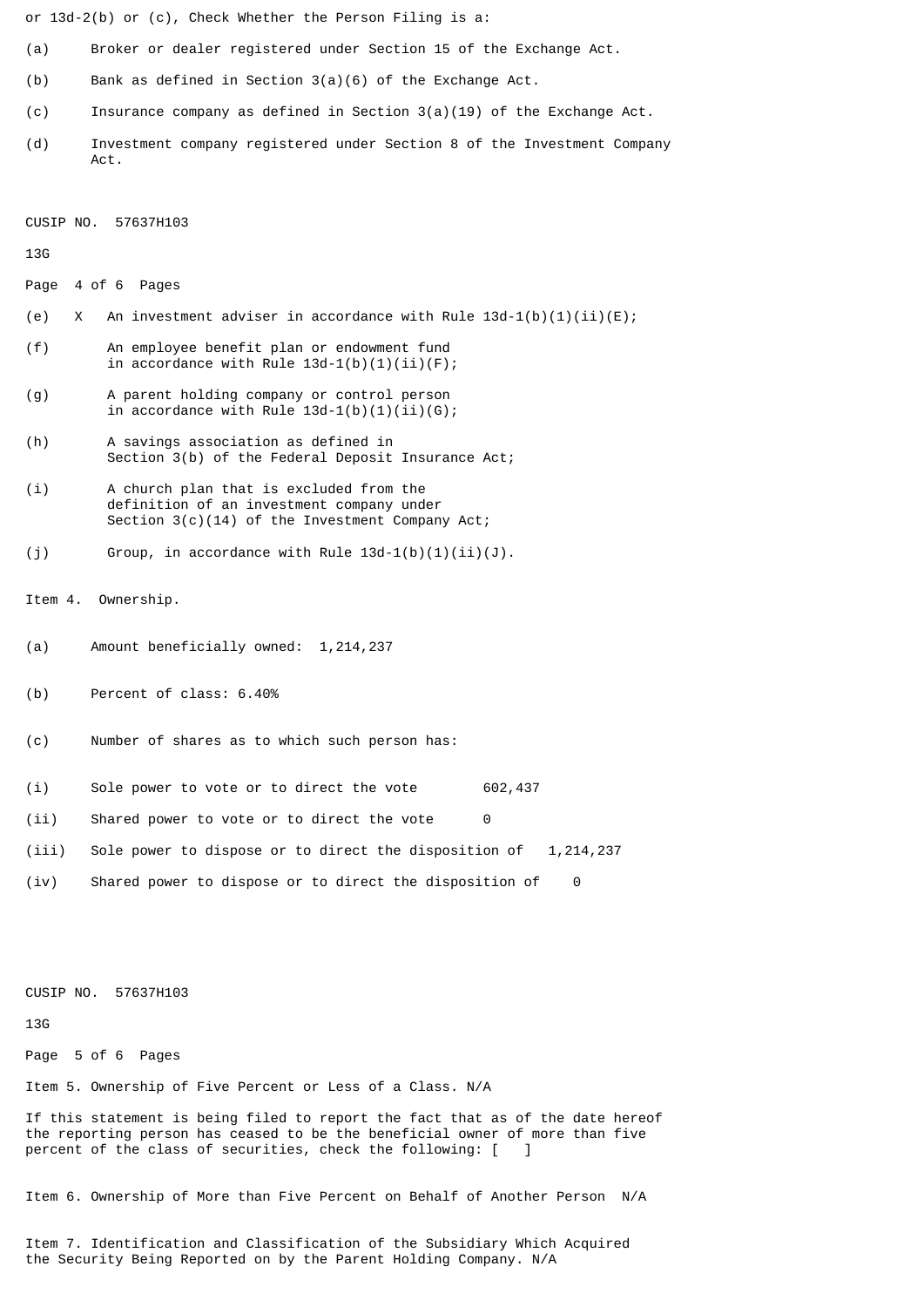or 13d-2(b) or (c), Check Whether the Person Filing is a:

(a) Broker or dealer registered under Section 15 of the Exchange Act.

(b) Bank as defined in Section 3(a)(6) of the Exchange Act.

(c) Insurance company as defined in Section 3(a)(19) of the Exchange Act.

(d) Investment company registered under Section 8 of the Investment Company Act.

CUSIP NO. 57637H103

13G

(e) X An investment adviser in accordance with Rule 13d-1(b)(1)(ii)(E);

(f) An employee benefit plan or endowment fund in accordance with Rule 13d-1(b)(1)(ii)(F);

(g) A parent holding company or control person in accordance with Rule 13d-1(b)(1)(ii)(G);

(h) A savings association as defined in Section 3(b) of the Federal Deposit Insurance Act;

(i) A church plan that is excluded from the definition of an investment company under Section 3(c)(14) of the Investment Company Act;

(j) Group, in accordance with Rule 13d-1(b)(1)(ii)(J).

Item 4. Ownership.

(a) Amount beneficially owned: 1,214,237

(b) Percent of class: 6.40%

(c) Number of shares as to which such person has:

(i) Sole power to vote or to direct the vote 602,437

(ii) Shared power to vote or to direct the vote 0

(iii) Sole power to dispose or to direct the disposition of 1,214,237

(iv) Shared power to dispose or to direct the disposition of 0

CUSIP NO. 57637H103

13G

Item 5. Ownership of Five Percent or Less of a Class. N/A

If this statement is being filed to report the fact that as of the date hereof the reporting person has ceased to be the beneficial owner of more than five percent of the class of securities, check the following: [ ]

Item 6. Ownership of More than Five Percent on Behalf of Another Person N/A

Item 7. Identification and Classification of the Subsidiary Which Acquired the Security Being Reported on by the Parent Holding Company. N/A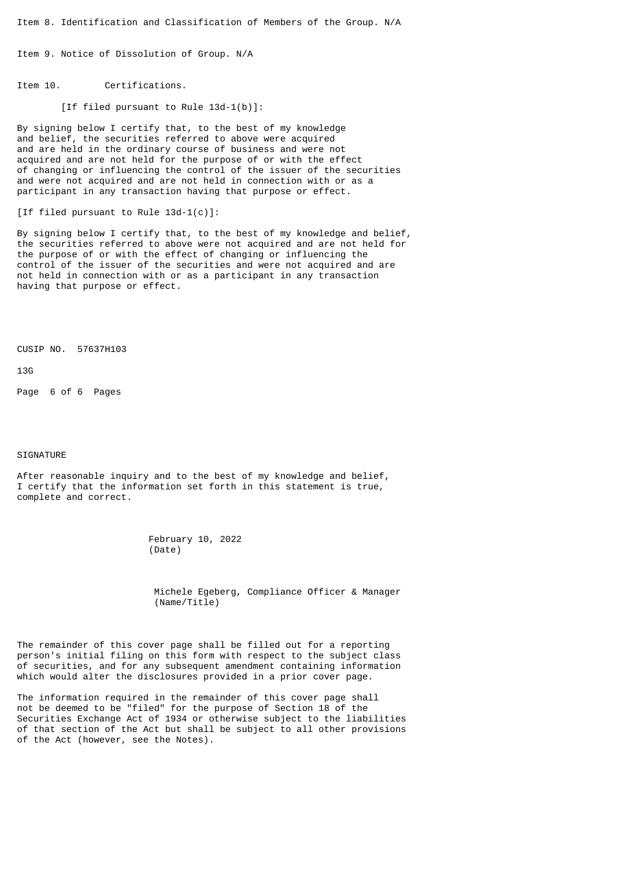Item 8. Identification and Classification of Members of the Group. N/A

Item 9. Notice of Dissolution of Group. N/A

Item 10. Certifications.

[If filed pursuant to Rule 13d-1(b)]:

By signing below I certify that, to the best of my knowledge and belief, the securities referred to above were acquired and are held in the ordinary course of business and were not acquired and are not held for the purpose of or with the effect of changing or influencing the control of the issuer of the securities and were not acquired and are not held in connection with or as a participant in any transaction having that purpose or effect.

[If filed pursuant to Rule 13d-1(c)]:

By signing below I certify that, to the best of my knowledge and belief, the securities referred to above were not acquired and are not held for the purpose of or with the effect of changing or influencing the control of the issuer of the securities and were not acquired and are not held in connection with or as a participant in any transaction having that purpose or effect.

CUSIP NO. 57637H103

13G

SIGNATURE

After reasonable inquiry and to the best of my knowledge and belief, I certify that the information set forth in this statement is true, complete and correct.

February 10, 2022
(Date)

Michele Egeberg, Compliance Officer & Manager
(Name/Title)

The remainder of this cover page shall be filled out for a reporting person's initial filing on this form with respect to the subject class of securities, and for any subsequent amendment containing information which would alter the disclosures provided in a prior cover page.

The information required in the remainder of this cover page shall not be deemed to be "filed" for the purpose of Section 18 of the Securities Exchange Act of 1934 or otherwise subject to the liabilities of that section of the Act but shall be subject to all other provisions of the Act (however, see the Notes).